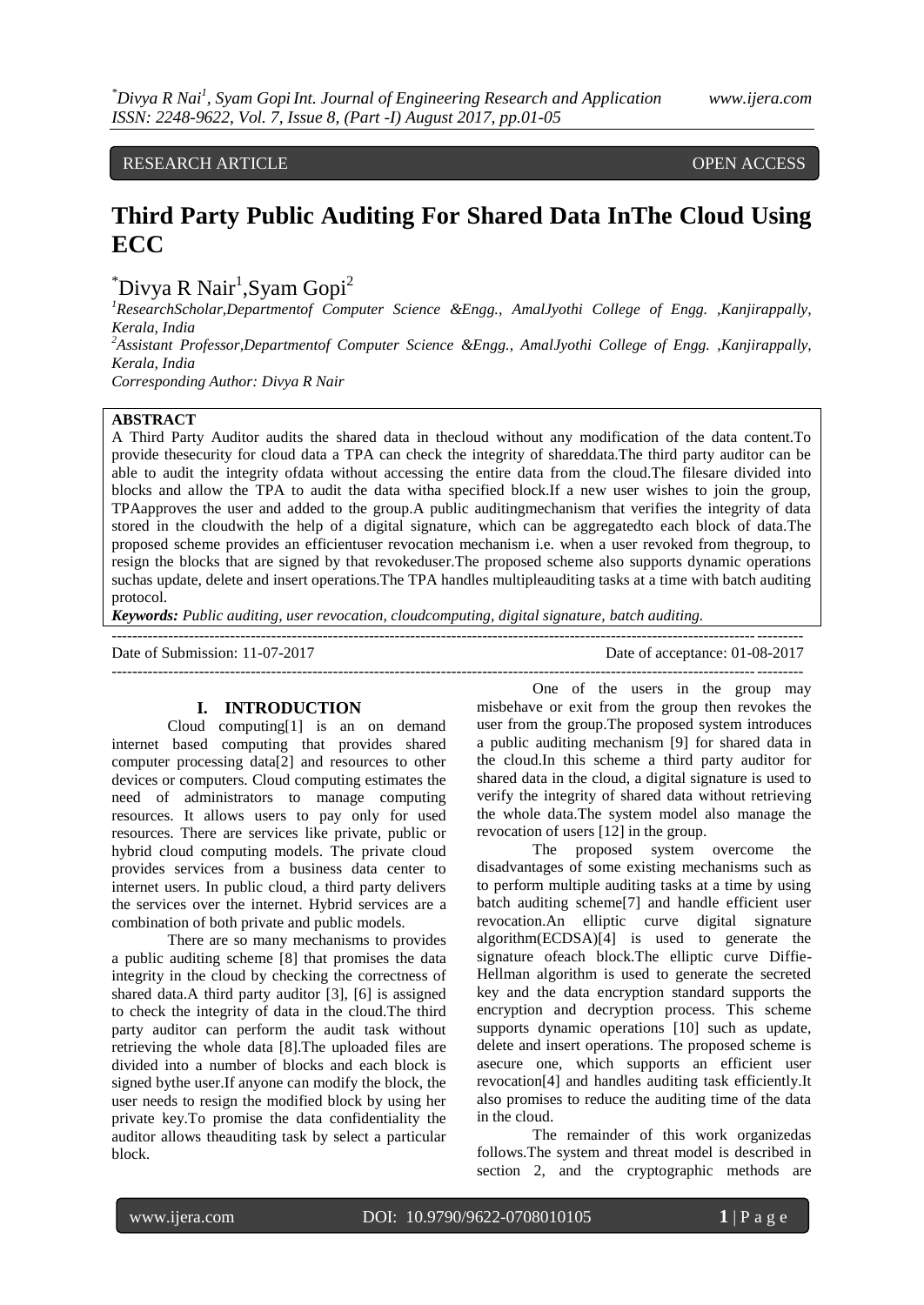RESEARCH ARTICLE OPEN ACCESS

# Third Party Public Auditing For Shared Data InThe Cloud Using ECC

*Divya R Nair[1],Syam Gopi[2]

[1]ResearchScholar,Departmentof Computer Science &Engg., AmalJyothi College of Engg. ,Kanjirappally, Kerala, India

[2]Assistant Professor,Departmentof Computer Science &Engg., AmalJyothi College of Engg. ,Kanjirappally, Kerala, India

*Corresponding Author: Divya R Nair*

**ABSTRACT**

A Third Party Auditor audits the shared data in thecloud without any modification of the data content.To provide thesecurity for cloud data a TPA can check the integrity of shareddata.The third party auditor can be able to audit the integrity ofdata without accessing the entire data from the cloud.The filesare divided into blocks and allow the TPA to audit the data witha specified block.If a new user wishes to join the group, TPAapproves the user and added to the group.A public auditingmechanism that verifies the integrity of data stored in the cloudwith the help of a digital signature, which can be aggregatedto each block of data.The proposed scheme provides an efficientuser revocation mechanism i.e. when a user revoked from thegroup, to resign the blocks that are signed by that revokeduser.The proposed scheme also supports dynamic operations suchas update, delete and insert operations.The TPA handles multipleauditing tasks at a time with batch auditing protocol.

***Keywords:*** *Public auditing, user revocation, cloudcomputing, digital signature, batch auditing.*

Date of Submission: 11-07-2017 Date of acceptance: 01-08-2017

## I. INTRODUCTION

Cloud computing[1] is an on demand internet based computing that provides shared computer processing data[2] and resources to other devices or computers. Cloud computing estimates the need of administrators to manage computing resources. It allows users to pay only for used resources. There are services like private, public or hybrid cloud computing models. The private cloud provides services from a business data center to internet users. In public cloud, a third party delivers the services over the internet. Hybrid services are a combination of both private and public models.

There are so many mechanisms to provides a public auditing scheme [8] that promises the data integrity in the cloud by checking the correctness of shared data.A third party auditor [3], [6] is assigned to check the integrity of data in the cloud.The third party auditor can perform the audit task without retrieving the whole data [8].The uploaded files are divided into a number of blocks and each block is signed bythe user.If anyone can modify the block, the user needs to resign the modified block by using her private key.To promise the data confidentiality the auditor allows theauditing task by select a particular block.

One of the users in the group may misbehave or exit from the group then revokes the user from the group.The proposed system introduces a public auditing mechanism [9] for shared data in the cloud.In this scheme a third party auditor for shared data in the cloud, a digital signature is used to verify the integrity of shared data without retrieving the whole data.The system model also manage the revocation of users [12] in the group.

The proposed system overcome the disadvantages of some existing mechanisms such as to perform multiple auditing tasks at a time by using batch auditing scheme[7] and handle efficient user revocation.An elliptic curve digital signature algorithm(ECDSA)[4] is used to generate the signature ofeach block.The elliptic curve Diffie-Hellman algorithm is used to generate the secreted key and the data encryption standard supports the encryption and decryption process. This scheme supports dynamic operations [10] such as update, delete and insert operations. The proposed scheme is asecure one, which supports an efficient user revocation[4] and handles auditing task efficiently.It also promises to reduce the auditing time of the data in the cloud.

The remainder of this work organizedas follows.The system and threat model is described in section 2, and the cryptographic methods are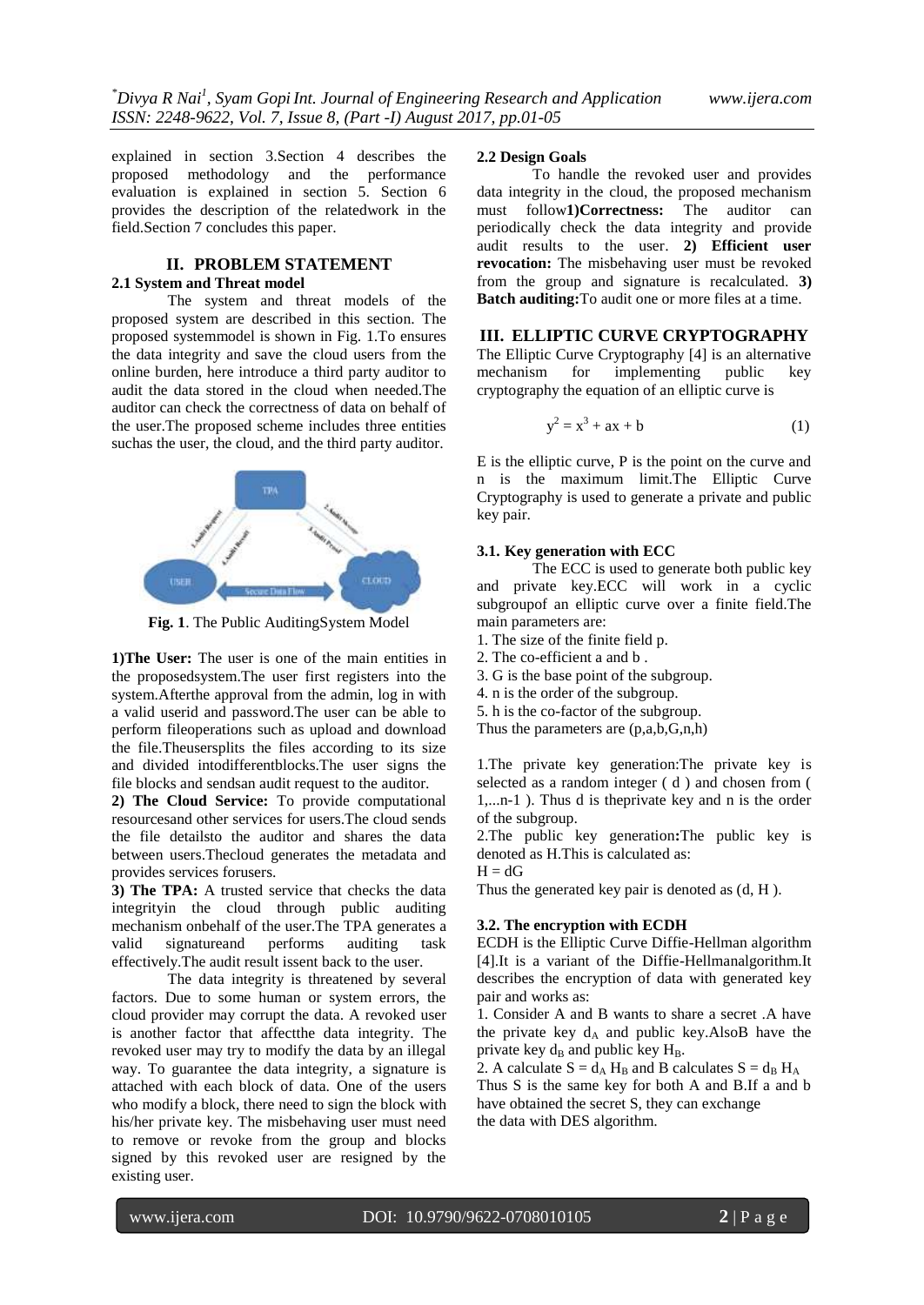explained in section 3.Section 4 describes the proposed methodology and the performance evaluation is explained in section 5. Section 6 provides the description of the relatedwork in the field.Section 7 concludes this paper.

## II. PROBLEM STATEMENT

### 2.1 System and Threat model

The system and threat models of the proposed system are described in this section. The proposed systemmodel is shown in Fig. 1.To ensures the data integrity and save the cloud users from the online burden, here introduce a third party auditor to audit the data stored in the cloud when needed.The auditor can check the correctness of data on behalf of the user.The proposed scheme includes three entities suchas the user, the cloud, and the third party auditor.

**Fig. 1**. The Public AuditingSystem Model

**1)The User:** The user is one of the main entities in the proposedsystem.The user first registers into the system.Afterthe approval from the admin, log in with a valid userid and password.The user can be able to perform fileoperations such as upload and download the file.Theusersplits the files according to its size and divided intodifferentblocks.The user signs the file blocks and sendsan audit request to the auditor.

**2) The Cloud Service:** To provide computational resourcesand other services for users.The cloud sends the file detailsto the auditor and shares the data between users.Thecloud generates the metadata and provides services forusers.

**3) The TPA:** A trusted service that checks the data integrityin the cloud through public auditing mechanism onbehalf of the user.The TPA generates a valid signatureand performs auditing task effectively.The audit result issent back to the user.

The data integrity is threatened by several factors. Due to some human or system errors, the cloud provider may corrupt the data. A revoked user is another factor that affectthe data integrity. The revoked user may try to modify the data by an illegal way. To guarantee the data integrity, a signature is attached with each block of data. One of the users who modify a block, there need to sign the block with his/her private key. The misbehaving user must need to remove or revoke from the group and blocks signed by this revoked user are resigned by the existing user.

### 2.2 Design Goals

To handle the revoked user and provides data integrity in the cloud, the proposed mechanism must follow**1)Correctness:** The auditor can periodically check the data integrity and provide audit results to the user. **2) Efficient user revocation:** The misbehaving user must be revoked from the group and signature is recalculated. **3) Batch auditing:**To audit one or more files at a time.

## III. ELLIPTIC CURVE CRYPTOGRAPHY

The Elliptic Curve Cryptography [4] is an alternative mechanism for implementing public key cryptography the equation of an elliptic curve is

$$y^2 = x^3 + ax + b \tag{1}$$

E is the elliptic curve, P is the point on the curve and n is the maximum limit.The Elliptic Curve Cryptography is used to generate a private and public key pair.

### 3.1. Key generation with ECC

The ECC is used to generate both public key and private key.ECC will work in a cyclic subgroupof an elliptic curve over a finite field.The main parameters are:

1. The size of the finite field p.
2. The co-efficient a and b .
3. G is the base point of the subgroup.
4. n is the order of the subgroup.
5. h is the co-factor of the subgroup.

Thus the parameters are (p,a,b,G,n,h)

1.The private key generation:The private key is selected as a random integer ( d ) and chosen from ( 1,...n-1 ). Thus d is theprivate key and n is the order of the subgroup.

2.The public key generation**:**The public key is denoted as H.This is calculated as:

$H = dG$

Thus the generated key pair is denoted as (d, H ).

### 3.2. The encryption with ECDH

ECDH is the Elliptic Curve Diffie-Hellman algorithm [4].It is a variant of the Diffie-Hellmanalgorithm.It describes the encryption of data with generated key pair and works as:

1. Consider A and B wants to share a secret .A have the private key $d_A$ and public key.AlsoB have the private key $d_B$ and public key $H_B$.
2. A calculate $S = d_A H_B$ and B calculates $S = d_B H_A$

Thus S is the same key for both A and B.If a and b have obtained the secret S, they can exchange the data with DES algorithm.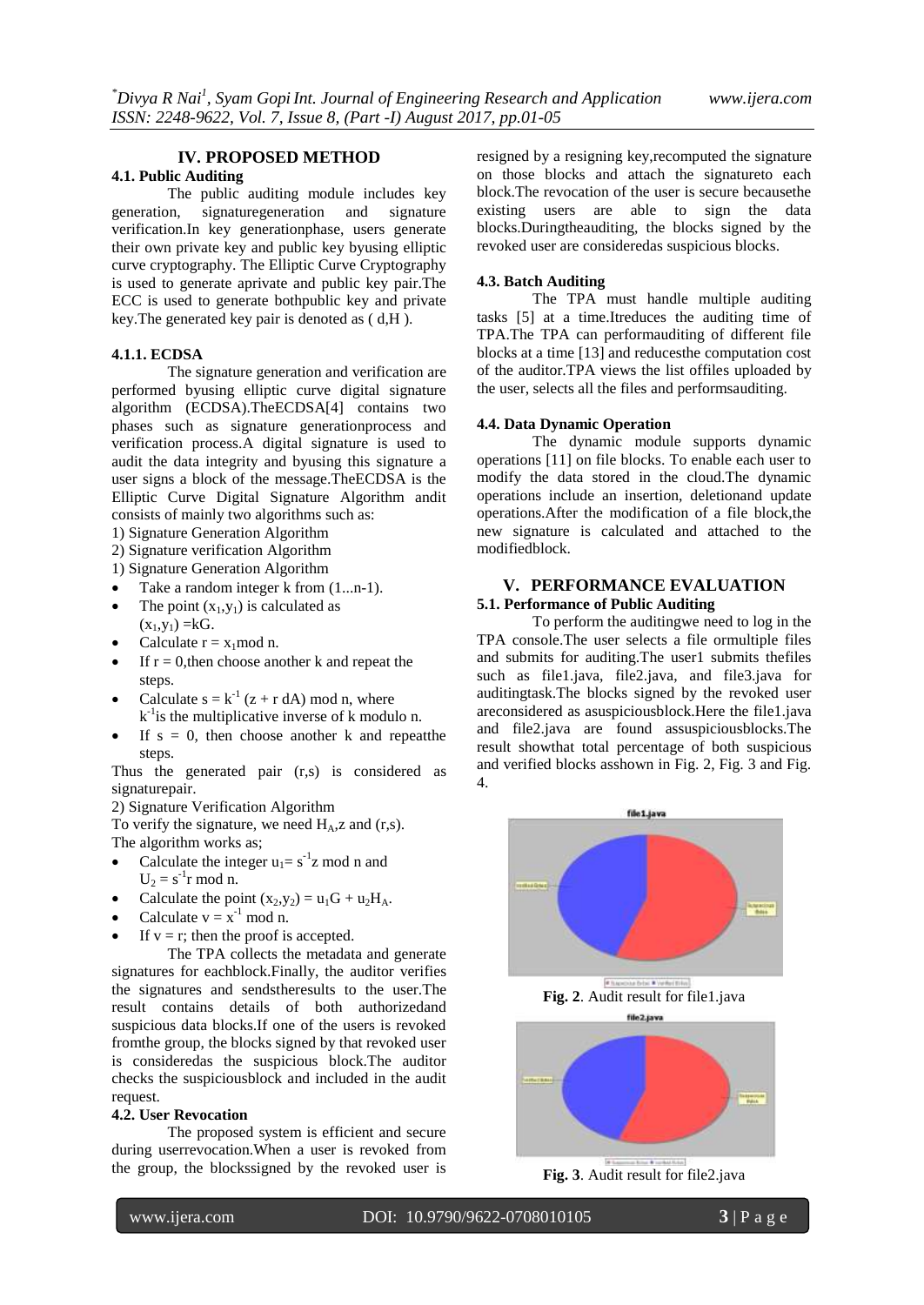## IV. PROPOSED METHOD

### 4.1. Public Auditing

The public auditing module includes key generation, signaturegeneration and signature verification.In key generationphase, users generate their own private key and public key byusing elliptic curve cryptography. The Elliptic Curve Cryptography is used to generate aprivate and public key pair.The ECC is used to generate bothpublic key and private key.The generated key pair is denoted as ( d,H ).

#### 4.1.1. ECDSA

The signature generation and verification are performed byusing elliptic curve digital signature algorithm (ECDSA).TheECDSA[4] contains two phases such as signature generationprocess and verification process.A digital signature is used to audit the data integrity and byusing this signature a user signs a block of the message.TheECDSA is the Elliptic Curve Digital Signature Algorithm andit consists of mainly two algorithms such as:

1) Signature Generation Algorithm
2) Signature verification Algorithm

1) Signature Generation Algorithm

- Take a random integer k from (1...n-1).
- The point $(x_1,y_1)$ is calculated as $(x_1,y_1) = kG$.
- Calculate $r = x_1 \bmod n$.
- If r = 0,then choose another k and repeat the steps.
- Calculate $s = k^{-1} (z + r\,dA) \bmod n$, where $k^{-1}$is the multiplicative inverse of k modulo n.
- If s = 0, then choose another k and repeatthe steps.

Thus the generated pair (r,s) is considered as signaturepair.

2) Signature Verification Algorithm

To verify the signature, we need $H_A$,z and (r,s).
The algorithm works as;

- Calculate the integer $u_1 = s^{-1}z \bmod n$ and $U_2 = s^{-1}r \bmod n$.
- Calculate the point $(x_2,y_2) = u_1G + u_2H_A$.
- Calculate $v = x^{-1} \bmod n$.
- If v = r; then the proof is accepted.

The TPA collects the metadata and generate signatures for eachblock.Finally, the auditor verifies the signatures and sendstheresults to the user.The result contains details of both authorizedand suspicious data blocks.If one of the users is revoked fromthe group, the blocks signed by that revoked user is consideredas the suspicious block.The auditor checks the suspiciousblock and included in the audit request.

### 4.2. User Revocation

The proposed system is efficient and secure during userrevocation.When a user is revoked from the group, the blockssigned by the revoked user is resigned by a resigning key,recomputed the signature on those blocks and attach the signatureto each block.The revocation of the user is secure becausethe existing users are able to sign the data blocks.Duringtheauditing, the blocks signed by the revoked user are consideredas suspicious blocks.

### 4.3. Batch Auditing

The TPA must handle multiple auditing tasks [5] at a time.Itreduces the auditing time of TPA.The TPA can performauditing of different file blocks at a time [13] and reducesthe computation cost of the auditor.TPA views the list offiles uploaded by the user, selects all the files and performsauditing.

### 4.4. Data Dynamic Operation

The dynamic module supports dynamic operations [11] on file blocks. To enable each user to modify the data stored in the cloud.The dynamic operations include an insertion, deletionand update operations.After the modification of a file block,the new signature is calculated and attached to the modifiedblock.

## V. PERFORMANCE EVALUATION

### 5.1. Performance of Public Auditing

To perform the auditingwe need to log in the TPA console.The user selects a file ormultiple files and submits for auditing.The user1 submits thefiles such as file1.java, file2.java, and file3.java for auditingtask.The blocks signed by the revoked user areconsidered as asuspiciousblock.Here the file1.java and file2.java are found assuspiciousblocks.The result showthat total percentage of both suspicious and verified blocks asshown in Fig. 2, Fig. 3 and Fig. 4.

**Fig. 2**. Audit result for file1.java

**Fig. 3**. Audit result for file2.java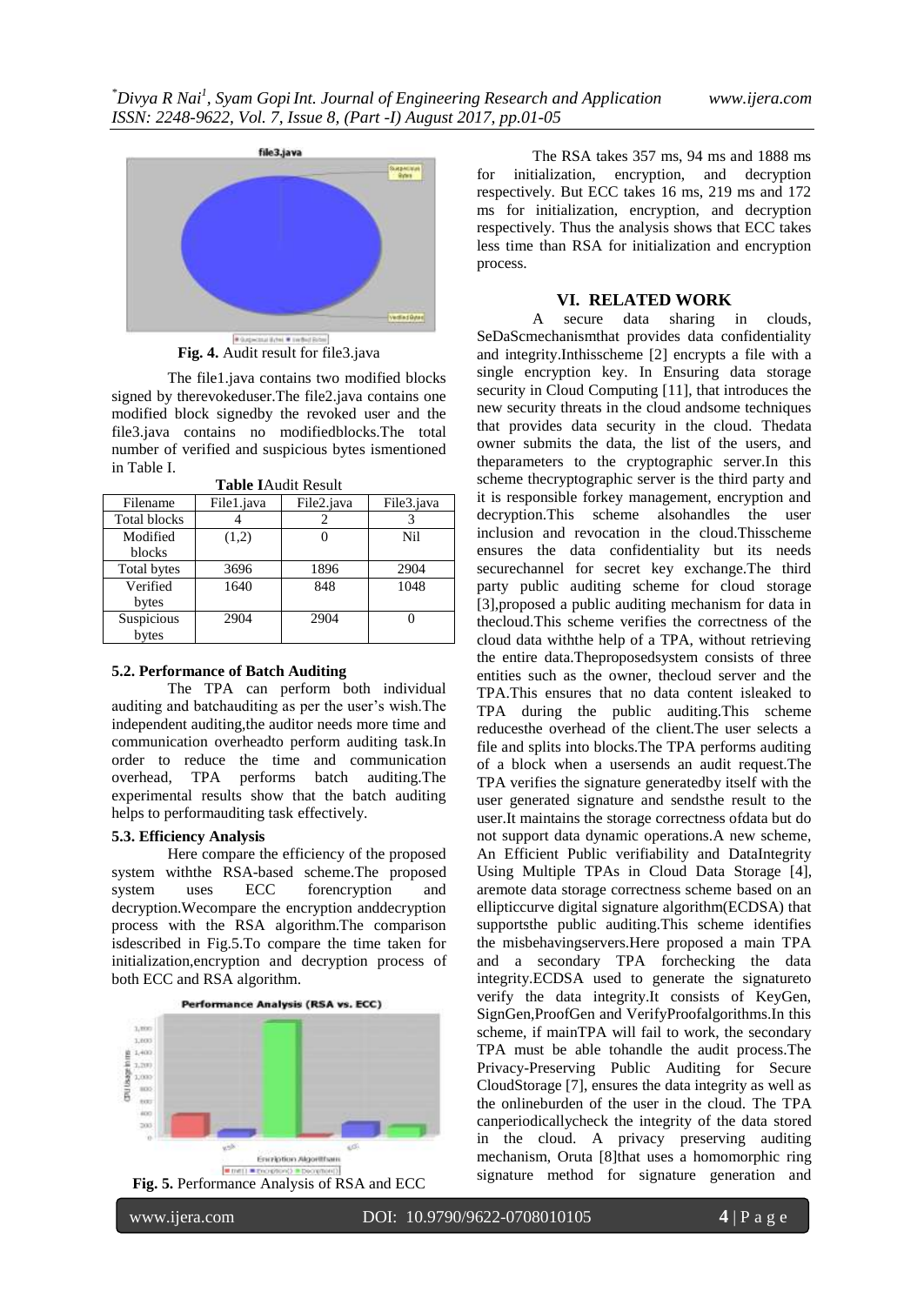**Fig. 4.** Audit result for file3.java

The file1.java contains two modified blocks signed by therevokeduser.The file2.java contains one modified block signedby the revoked user and the file3.java contains no modifiedblocks.The total number of verified and suspicious bytes ismentioned in Table I.

**Table I**Audit Result

| Filename | File1.java | File2.java | File3.java |
|---|---|---|---|
| Total blocks | 4 | 2 | 3 |
| Modified blocks | (1,2) | 0 | Nil |
| Total bytes | 3696 | 1896 | 2904 |
| Verified bytes | 1640 | 848 | 1048 |
| Suspicious bytes | 2904 | 2904 | 0 |

### 5.2. Performance of Batch Auditing

The TPA can perform both individual auditing and batchauditing as per the user's wish.The independent auditing,the auditor needs more time and communication overheadto perform auditing task.In order to reduce the time and communication overhead, TPA performs batch auditing.The experimental results show that the batch auditing helps to performauditing task effectively.

### 5.3. Efficiency Analysis

Here compare the efficiency of the proposed system withthe RSA-based scheme.The proposed system uses ECC forencryption and decryption.Wecompare the encryption anddecryption process with the RSA algorithm.The comparison isdescribed in Fig.5.To compare the time taken for initialization,encryption and decryption process of both ECC and RSA algorithm.

**Fig. 5.** Performance Analysis of RSA and ECC

The RSA takes 357 ms, 94 ms and 1888 ms for initialization, encryption, and decryption respectively. But ECC takes 16 ms, 219 ms and 172 ms for initialization, encryption, and decryption respectively. Thus the analysis shows that ECC takes less time than RSA for initialization and encryption process.

## VI. RELATED WORK

A secure data sharing in clouds, SeDaScmechanismthat provides data confidentiality and integrity.Inthisscheme [2] encrypts a file with a single encryption key. In Ensuring data storage security in Cloud Computing [11], that introduces the new security threats in the cloud andsome techniques that provides data security in the cloud. Thedata owner submits the data, the list of the users, and theparameters to the cryptographic server.In this scheme thecryptographic server is the third party and it is responsible forkey management, encryption and decryption.This scheme alsohandles the user inclusion and revocation in the cloud.Thisscheme ensures the data confidentiality but its needs securechannel for secret key exchange.The third party public auditing scheme for cloud storage [3],proposed a public auditing mechanism for data in thecloud.This scheme verifies the correctness of the cloud data withthe help of a TPA, without retrieving the entire data.Theproposedsystem consists of three entities such as the owner, thecloud server and the TPA.This ensures that no data content isleaked to TPA during the public auditing.This scheme reducesthe overhead of the client.The user selects a file and splits into blocks.The TPA performs auditing of a block when a usersends an audit request.The TPA verifies the signature generatedby itself with the user generated signature and sendsthe result to the user.It maintains the storage correctness ofdata but do not support data dynamic operations.A new scheme, An Efficient Public verifiability and DataIntegrity Using Multiple TPAs in Cloud Data Storage [4], aremote data storage correctness scheme based on an ellipticcurve digital signature algorithm(ECDSA) that supportsthe public auditing.This scheme identifies the misbehavingservers.Here proposed a main TPA and a secondary TPA forchecking the data integrity.ECDSA used to generate the signatureto verify the data integrity.It consists of KeyGen, SignGen,ProofGen and VerifyProofalgorithms.In this scheme, if mainTPA will fail to work, the secondary TPA must be able tohandle the audit process.The Privacy-Preserving Public Auditing for Secure CloudStorage [7], ensures the data integrity as well as the onlineburden of the user in the cloud. The TPA canperiodicallycheck the integrity of the data stored in the cloud. A privacy preserving auditing mechanism, Oruta [8]that uses a homomorphic ring signature method for signature generation and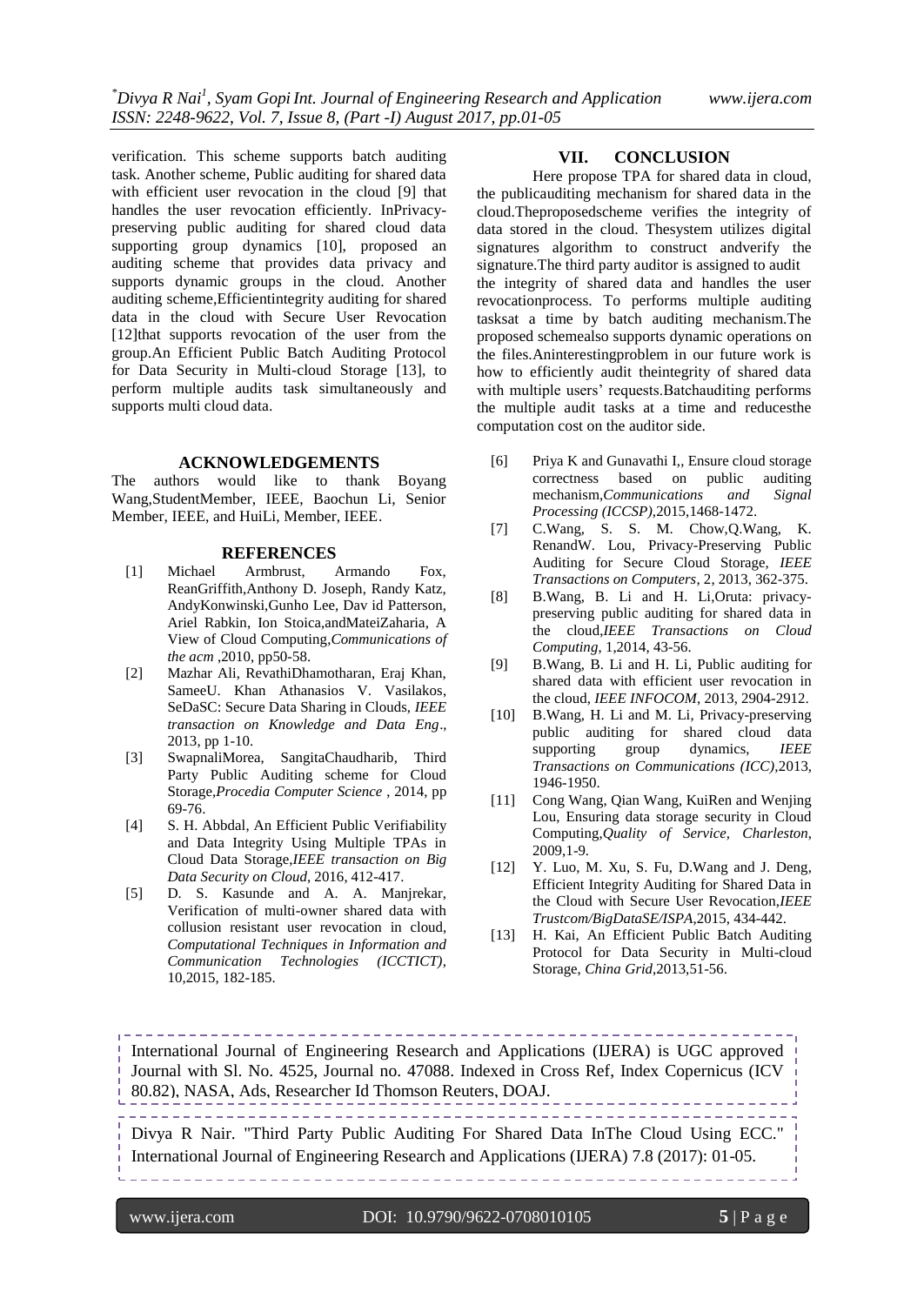verification. This scheme supports batch auditing task. Another scheme, Public auditing for shared data with efficient user revocation in the cloud [9] that handles the user revocation efficiently. InPrivacy-preserving public auditing for shared cloud data supporting group dynamics [10], proposed an auditing scheme that provides data privacy and supports dynamic groups in the cloud. Another auditing scheme,Efficientintegrity auditing for shared data in the cloud with Secure User Revocation [12]that supports revocation of the user from the group.An Efficient Public Batch Auditing Protocol for Data Security in Multi-cloud Storage [13], to perform multiple audits task simultaneously and supports multi cloud data.

## ACKNOWLEDGEMENTS

The authors would like to thank Boyang Wang,StudentMember, IEEE, Baochun Li, Senior Member, IEEE, and HuiLi, Member, IEEE.

## VII. CONCLUSION

Here propose TPA for shared data in cloud, the publicauditing mechanism for shared data in the cloud.Theproposedscheme verifies the integrity of data stored in the cloud. Thesystem utilizes digital signatures algorithm to construct andverify the signature.The third party auditor is assigned to audit the integrity of shared data and handles the user revocationprocess. To performs multiple auditing tasksat a time by batch auditing mechanism.The proposed schemealso supports dynamic operations on the files.Aninterestingproblem in our future work is how to efficiently audit theintegrity of shared data with multiple users' requests.Batchauditing performs the multiple audit tasks at a time and reducesthe computation cost on the auditor side.

## REFERENCES

[1] Michael Armbrust, Armando Fox, ReanGriffith,Anthony D. Joseph, Randy Katz, AndyKonwinski,Gunho Lee, Dav id Patterson, Ariel Rabkin, Ion Stoica,andMateiZaharia, A View of Cloud Computing,*Communications of the acm* ,2010, pp50-58.

[2] Mazhar Ali, RevathiDhamotharan, Eraj Khan, SameeU. Khan Athanasios V. Vasilakos, SeDaSC: Secure Data Sharing in Clouds, *IEEE transaction on Knowledge and Data Eng*., 2013, pp 1-10.

[3] SwapnaliMorea, SangitaChaudharib, Third Party Public Auditing scheme for Cloud Storage,*Procedia Computer Science* , 2014, pp 69-76.

[4] S. H. Abbdal, An Efficient Public Verifiability and Data Integrity Using Multiple TPAs in Cloud Data Storage,*IEEE transaction on Big Data Security on Cloud*, 2016, 412-417.

[5] D. S. Kasunde and A. A. Manjrekar, Verification of multi-owner shared data with collusion resistant user revocation in cloud, *Computational Techniques in Information and Communication Technologies (ICCTICT),* 10,2015, 182-185.

[6] Priya K and Gunavathi I,, Ensure cloud storage correctness based on public auditing mechanism,*Communications and Signal Processing (ICCSP),*2015,1468-1472.

[7] C.Wang, S. S. M. Chow,Q.Wang, K. RenandW. Lou, Privacy-Preserving Public Auditing for Secure Cloud Storage, *IEEE Transactions on Computers,* 2, 2013, 362-375.

[8] B.Wang, B. Li and H. Li,Oruta: privacy-preserving public auditing for shared data in the cloud,*IEEE Transactions on Cloud Computing*, 1,2014, 43-56.

[9] B.Wang, B. Li and H. Li, Public auditing for shared data with efficient user revocation in the cloud, *IEEE INFOCOM*, 2013, 2904-2912.

[10] B.Wang, H. Li and M. Li, Privacy-preserving public auditing for shared cloud data supporting group dynamics, *IEEE Transactions on Communications (ICC),*2013, 1946-1950.

[11] Cong Wang, Qian Wang, KuiRen and Wenjing Lou, Ensuring data storage security in Cloud Computing,*Quality of Service, Charleston,* 2009,1-9.

[12] Y. Luo, M. Xu, S. Fu, D.Wang and J. Deng, Efficient Integrity Auditing for Shared Data in the Cloud with Secure User Revocation,*IEEE Trustcom/BigDataSE/ISPA*,2015, 434-442.

[13] H. Kai, An Efficient Public Batch Auditing Protocol for Data Security in Multi-cloud Storage, *China Grid*,2013,51-56.

International Journal of Engineering Research and Applications (IJERA) is UGC approved Journal with Sl. No. 4525, Journal no. 47088. Indexed in Cross Ref, Index Copernicus (ICV 80.82), NASA, Ads, Researcher Id Thomson Reuters, DOAJ.

Divya R Nair. "Third Party Public Auditing For Shared Data InThe Cloud Using ECC." International Journal of Engineering Research and Applications (IJERA) 7.8 (2017): 01-05.